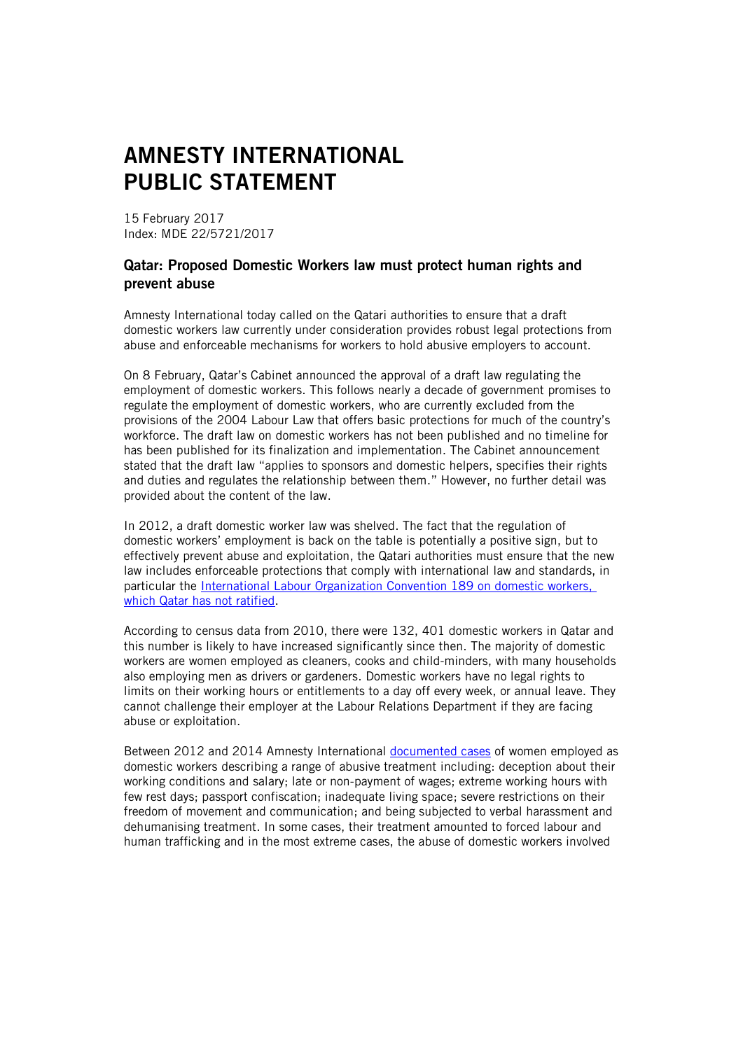# AMNESTY INTERNATIONAL PUBLIC STATEMENT

15 February 2017
Index: MDE 22/5721/2017

## Qatar: Proposed Domestic Workers law must protect human rights and prevent abuse

Amnesty International today called on the Qatari authorities to ensure that a draft domestic workers law currently under consideration provides robust legal protections from abuse and enforceable mechanisms for workers to hold abusive employers to account.

On 8 February, Qatar's Cabinet announced the approval of a draft law regulating the employment of domestic workers. This follows nearly a decade of government promises to regulate the employment of domestic workers, who are currently excluded from the provisions of the 2004 Labour Law that offers basic protections for much of the country's workforce. The draft law on domestic workers has not been published and no timeline for has been published for its finalization and implementation. The Cabinet announcement stated that the draft law "applies to sponsors and domestic helpers, specifies their rights and duties and regulates the relationship between them." However, no further detail was provided about the content of the law.

In 2012, a draft domestic worker law was shelved. The fact that the regulation of domestic workers' employment is back on the table is potentially a positive sign, but to effectively prevent abuse and exploitation, the Qatari authorities must ensure that the new law includes enforceable protections that comply with international law and standards, in particular the International Labour Organization Convention 189 on domestic workers, which Qatar has not ratified.

According to census data from 2010, there were 132, 401 domestic workers in Qatar and this number is likely to have increased significantly since then. The majority of domestic workers are women employed as cleaners, cooks and child-minders, with many households also employing men as drivers or gardeners. Domestic workers have no legal rights to limits on their working hours or entitlements to a day off every week, or annual leave. They cannot challenge their employer at the Labour Relations Department if they are facing abuse or exploitation.

Between 2012 and 2014 Amnesty International documented cases of women employed as domestic workers describing a range of abusive treatment including: deception about their working conditions and salary; late or non-payment of wages; extreme working hours with few rest days; passport confiscation; inadequate living space; severe restrictions on their freedom of movement and communication; and being subjected to verbal harassment and dehumanising treatment. In some cases, their treatment amounted to forced labour and human trafficking and in the most extreme cases, the abuse of domestic workers involved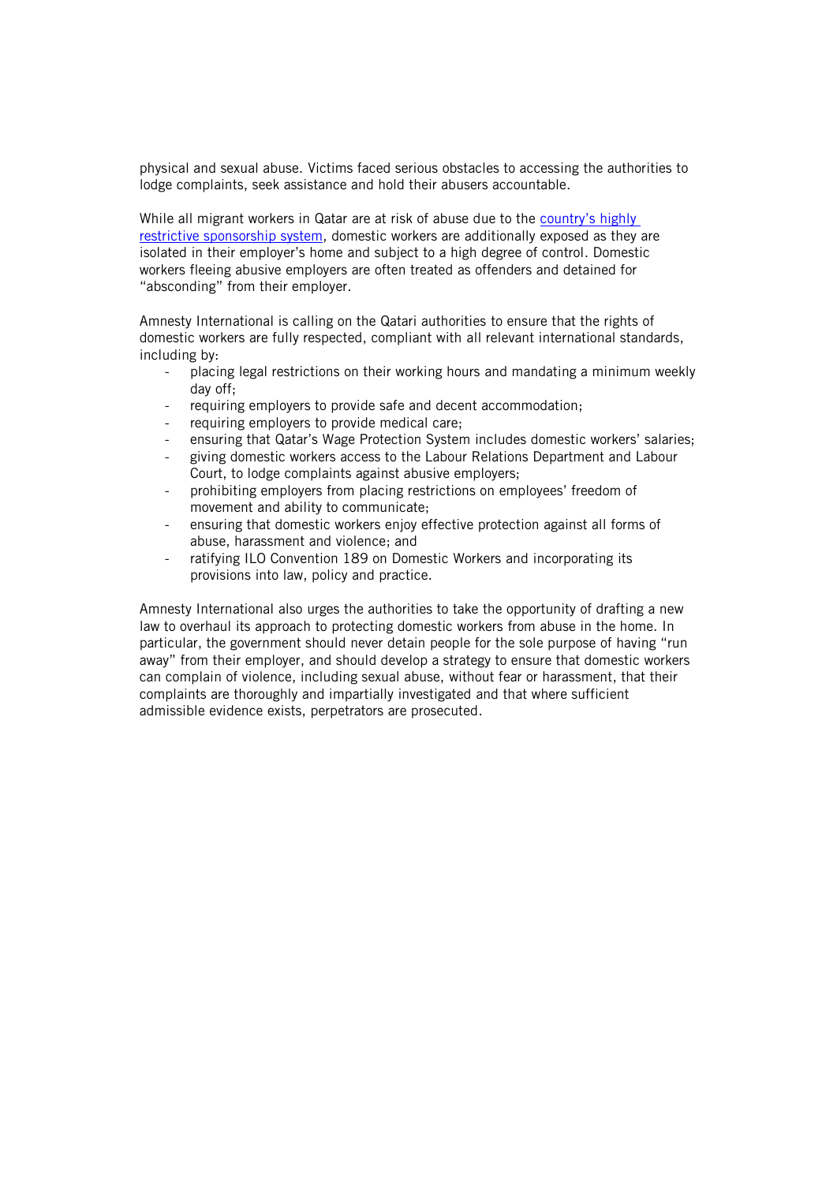physical and sexual abuse. Victims faced serious obstacles to accessing the authorities to lodge complaints, seek assistance and hold their abusers accountable.

While all migrant workers in Qatar are at risk of abuse due to the country's highly restrictive sponsorship system, domestic workers are additionally exposed as they are isolated in their employer's home and subject to a high degree of control. Domestic workers fleeing abusive employers are often treated as offenders and detained for "absconding" from their employer.

Amnesty International is calling on the Qatari authorities to ensure that the rights of domestic workers are fully respected, compliant with all relevant international standards, including by:

- placing legal restrictions on their working hours and mandating a minimum weekly day off;
- requiring employers to provide safe and decent accommodation;
- requiring employers to provide medical care;
- ensuring that Qatar's Wage Protection System includes domestic workers' salaries;
- giving domestic workers access to the Labour Relations Department and Labour Court, to lodge complaints against abusive employers;
- prohibiting employers from placing restrictions on employees' freedom of movement and ability to communicate;
- ensuring that domestic workers enjoy effective protection against all forms of abuse, harassment and violence; and
- ratifying ILO Convention 189 on Domestic Workers and incorporating its provisions into law, policy and practice.

Amnesty International also urges the authorities to take the opportunity of drafting a new law to overhaul its approach to protecting domestic workers from abuse in the home. In particular, the government should never detain people for the sole purpose of having "run away" from their employer, and should develop a strategy to ensure that domestic workers can complain of violence, including sexual abuse, without fear or harassment, that their complaints are thoroughly and impartially investigated and that where sufficient admissible evidence exists, perpetrators are prosecuted.